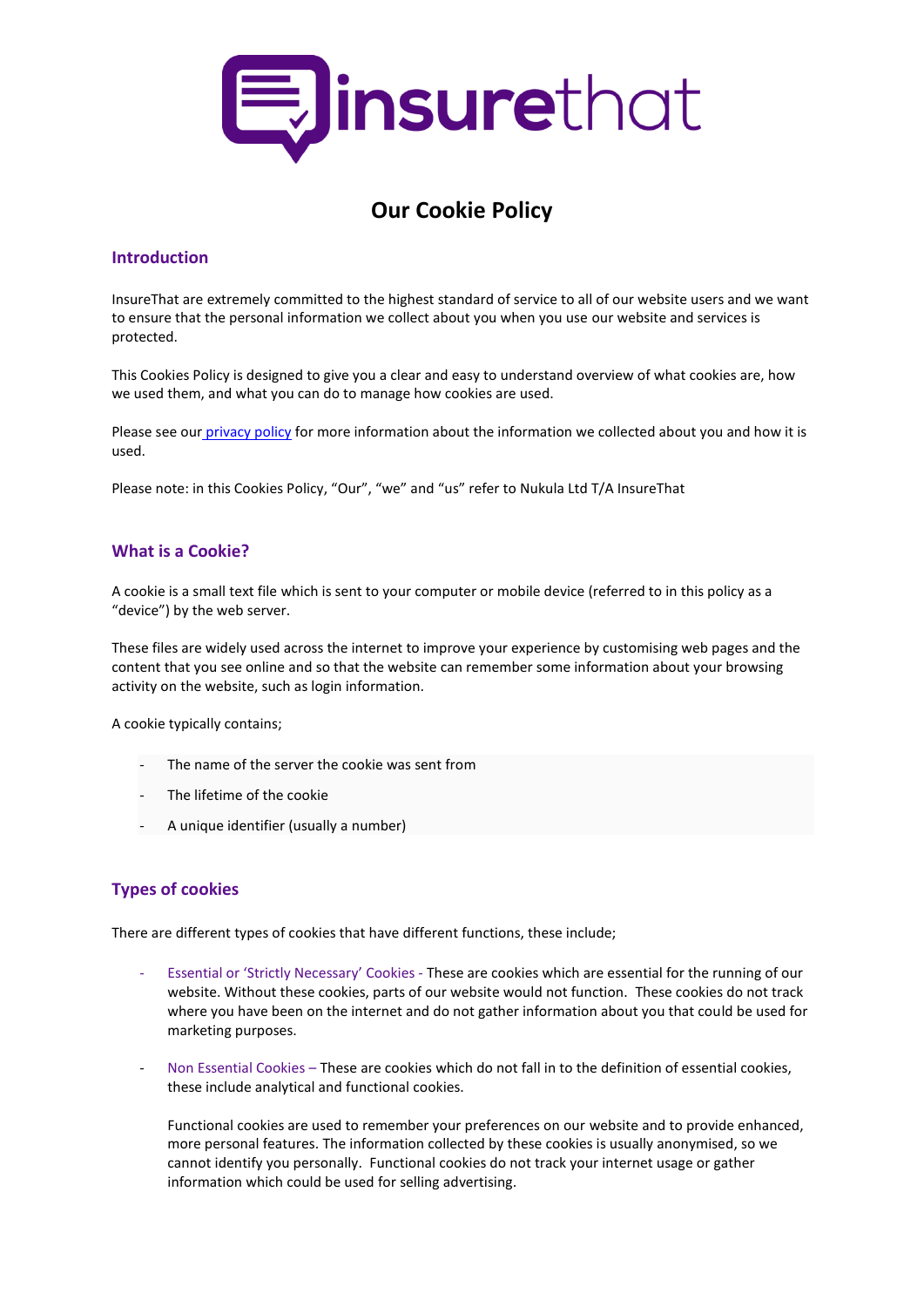# Our Cookie Policy

## Introduction

InsureThat are extremely committed to the highest standard of service to all of our website users and we want to ensure that the personal information we collect about you when you use our website and services is protected.

This Cookies Policy is designed to give you a clear and easy to understand overview of what cookies are, how we used them, and what you can do to manage how cookies are used.

Please see our [privacy policy](privacy policy) for more information about the information we collected about you and how it is used.

Please note: in this Cookies Policy, "Our", "we" and "us" refer to Nukula Ltd T/A InsureThat

## What is a Cookie?

A cookie is a small text file which is sent to your computer or mobile device (referred to in this policy as a "device") by the web server.

These files are widely used across the internet to improve your experience by customising web pages and the content that you see online and so that the website can remember some information about your browsing activity on the website, such as login information.

A cookie typically contains;

- The name of the server the cookie was sent from
- The lifetime of the cookie
- A unique identifier (usually a number)

## Types of cookies

There are different types of cookies that have different functions, these include;

- Essential or 'Strictly Necessary' Cookies - These are cookies which are essential for the running of our website. Without these cookies, parts of our website would not function. These cookies do not track where you have been on the internet and do not gather information about you that could be used for marketing purposes.

- Non Essential Cookies – These are cookies which do not fall in to the definition of essential cookies, these include analytical and functional cookies.

  Functional cookies are used to remember your preferences on our website and to provide enhanced, more personal features. The information collected by these cookies is usually anonymised, so we cannot identify you personally. Functional cookies do not track your internet usage or gather information which could be used for selling advertising.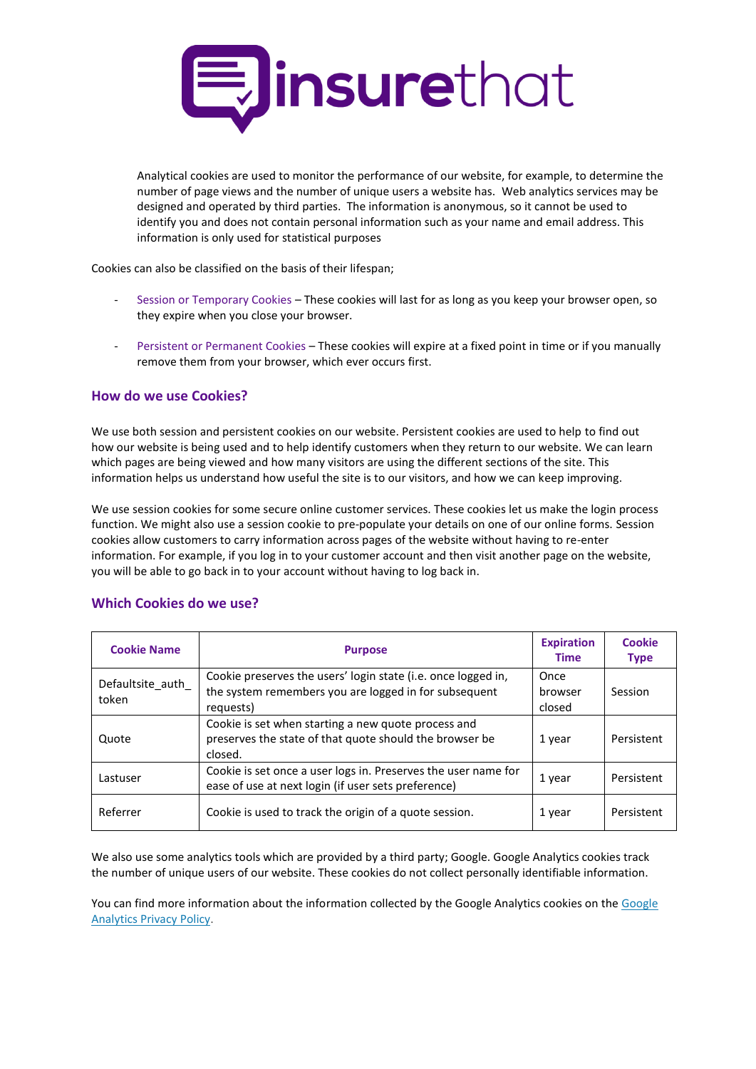Analytical cookies are used to monitor the performance of our website, for example, to determine the number of page views and the number of unique users a website has. Web analytics services may be designed and operated by third parties. The information is anonymous, so it cannot be used to identify you and does not contain personal information such as your name and email address. This information is only used for statistical purposes

Cookies can also be classified on the basis of their lifespan;

- Session or Temporary Cookies – These cookies will last for as long as you keep your browser open, so they expire when you close your browser.
- Persistent or Permanent Cookies – These cookies will expire at a fixed point in time or if you manually remove them from your browser, which ever occurs first.

## How do we use Cookies?

We use both session and persistent cookies on our website. Persistent cookies are used to help to find out how our website is being used and to help identify customers when they return to our website. We can learn which pages are being viewed and how many visitors are using the different sections of the site. This information helps us understand how useful the site is to our visitors, and how we can keep improving.

We use session cookies for some secure online customer services. These cookies let us make the login process function. We might also use a session cookie to pre-populate your details on one of our online forms. Session cookies allow customers to carry information across pages of the website without having to re-enter information. For example, if you log in to your customer account and then visit another page on the website, you will be able to go back in to your account without having to log back in.

## Which Cookies do we use?

| Cookie Name | Purpose | Expiration Time | Cookie Type |
|---|---|---|---|
| Defaultsite_auth_token | Cookie preserves the users' login state (i.e. once logged in, the system remembers you are logged in for subsequent requests) | Once browser closed | Session |
| Quote | Cookie is set when starting a new quote process and preserves the state of that quote should the browser be closed. | 1 year | Persistent |
| Lastuser | Cookie is set once a user logs in. Preserves the user name for ease of use at next login (if user sets preference) | 1 year | Persistent |
| Referrer | Cookie is used to track the origin of a quote session. | 1 year | Persistent |

We also use some analytics tools which are provided by a third party; Google. Google Analytics cookies track the number of unique users of our website. These cookies do not collect personally identifiable information.

You can find more information about the information collected by the Google Analytics cookies on the Google Analytics Privacy Policy.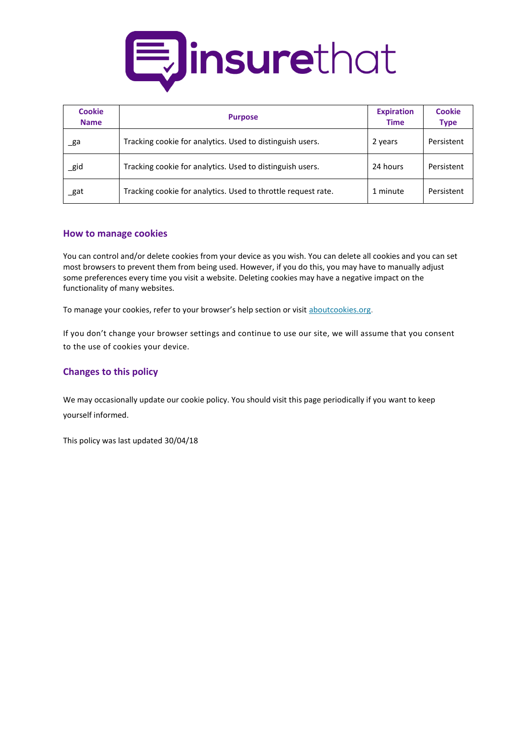| Cookie Name | Purpose | Expiration Time | Cookie Type |
| --- | --- | --- | --- |
| _ga | Tracking cookie for analytics. Used to distinguish users. | 2 years | Persistent |
| _gid | Tracking cookie for analytics. Used to distinguish users. | 24 hours | Persistent |
| _gat | Tracking cookie for analytics. Used to throttle request rate. | 1 minute | Persistent |

## How to manage cookies

You can control and/or delete cookies from your device as you wish. You can delete all cookies and you can set most browsers to prevent them from being used. However, if you do this, you may have to manually adjust some preferences every time you visit a website. Deleting cookies may have a negative impact on the functionality of many websites.

To manage your cookies, refer to your browser's help section or visit aboutcookies.org.

If you don't change your browser settings and continue to use our site, we will assume that you consent to the use of cookies your device.

## Changes to this policy

We may occasionally update our cookie policy. You should visit this page periodically if you want to keep yourself informed.

This policy was last updated 30/04/18